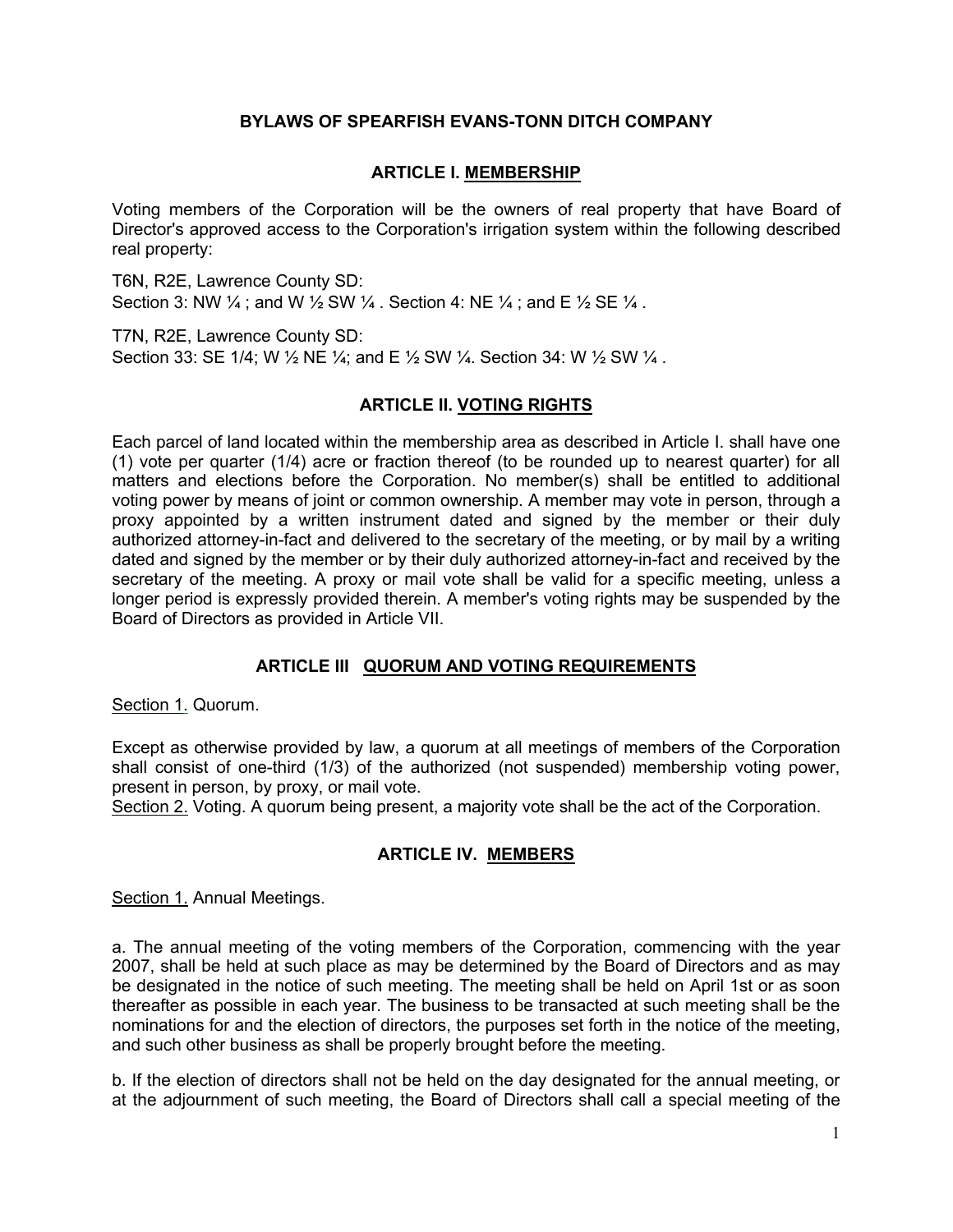# BYLAWS OF SPEARFISH EVANS-TONN DITCH COMPANY

## ARTICLE I. MEMBERSHIP

Voting members of the Corporation will be the owners of real property that have Board of Director's approved access to the Corporation's irrigation system within the following described real property:

T6N, R2E, Lawrence County SD:
Section 3: NW ¼ ; and W ½ SW ¼ . Section 4: NE ¼ ; and E ½ SE ¼ .

T7N, R2E, Lawrence County SD:
Section 33: SE 1/4; W ½ NE ¼; and E ½ SW ¼. Section 34: W ½ SW ¼ .

## ARTICLE II. VOTING RIGHTS

Each parcel of land located within the membership area as described in Article I. shall have one (1) vote per quarter (1/4) acre or fraction thereof (to be rounded up to nearest quarter) for all matters and elections before the Corporation. No member(s) shall be entitled to additional voting power by means of joint or common ownership. A member may vote in person, through a proxy appointed by a written instrument dated and signed by the member or their duly authorized attorney-in-fact and delivered to the secretary of the meeting, or by mail by a writing dated and signed by the member or by their duly authorized attorney-in-fact and received by the secretary of the meeting. A proxy or mail vote shall be valid for a specific meeting, unless a longer period is expressly provided therein. A member's voting rights may be suspended by the Board of Directors as provided in Article VII.

## ARTICLE III QUORUM AND VOTING REQUIREMENTS

Section 1. Quorum.

Except as otherwise provided by law, a quorum at all meetings of members of the Corporation shall consist of one-third (1/3) of the authorized (not suspended) membership voting power, present in person, by proxy, or mail vote.

Section 2. Voting. A quorum being present, a majority vote shall be the act of the Corporation.

## ARTICLE IV. MEMBERS

Section 1. Annual Meetings.

a. The annual meeting of the voting members of the Corporation, commencing with the year 2007, shall be held at such place as may be determined by the Board of Directors and as may be designated in the notice of such meeting. The meeting shall be held on April 1st or as soon thereafter as possible in each year. The business to be transacted at such meeting shall be the nominations for and the election of directors, the purposes set forth in the notice of the meeting, and such other business as shall be properly brought before the meeting.

b. If the election of directors shall not be held on the day designated for the annual meeting, or at the adjournment of such meeting, the Board of Directors shall call a special meeting of the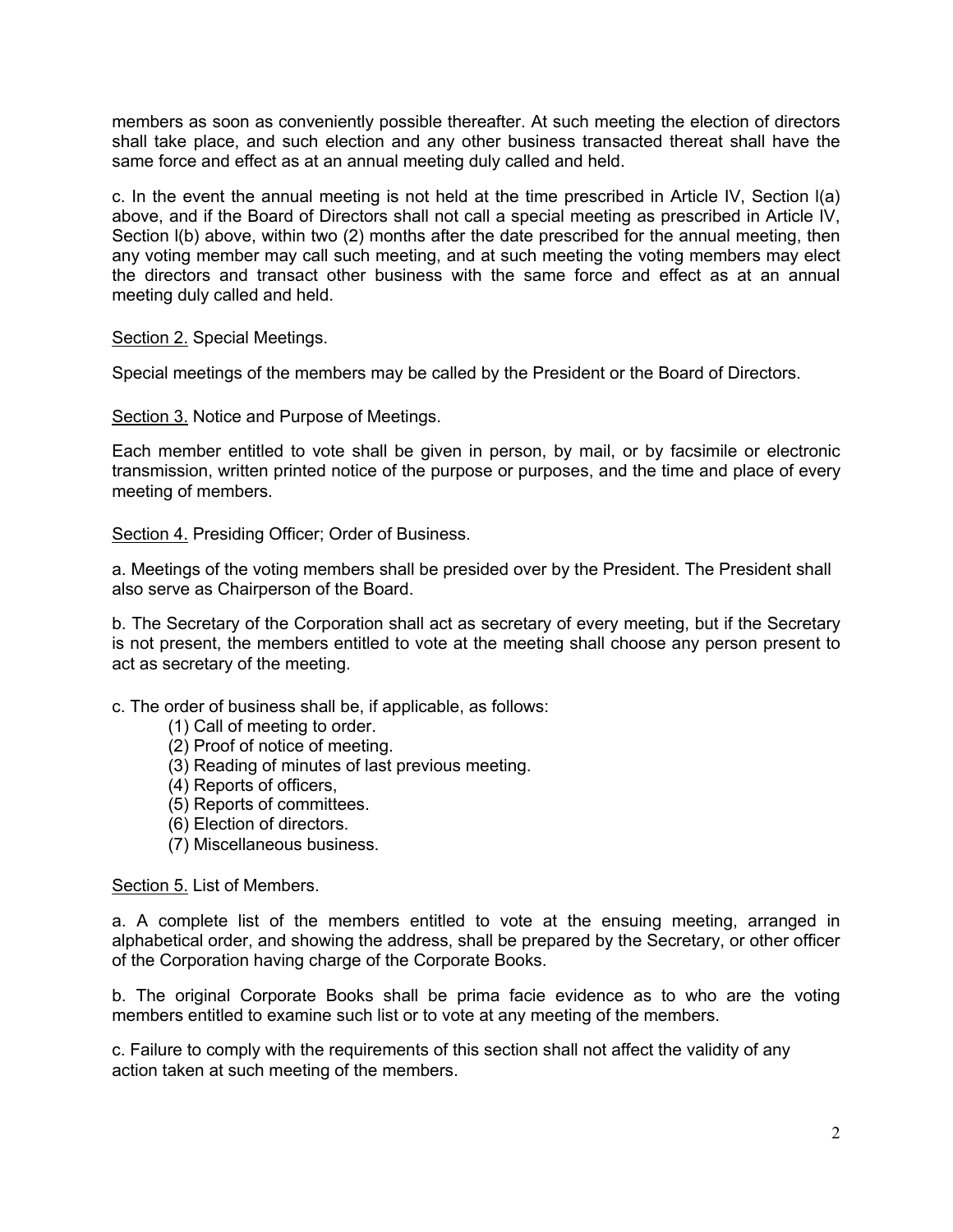members as soon as conveniently possible thereafter. At such meeting the election of directors shall take place, and such election and any other business transacted thereat shall have the same force and effect as at an annual meeting duly called and held.

c. In the event the annual meeting is not held at the time prescribed in Article IV, Section l(a) above, and if the Board of Directors shall not call a special meeting as prescribed in Article IV, Section l(b) above, within two (2) months after the date prescribed for the annual meeting, then any voting member may call such meeting, and at such meeting the voting members may elect the directors and transact other business with the same force and effect as at an annual meeting duly called and held.

<u>Section 2.</u> Special Meetings.

Special meetings of the members may be called by the President or the Board of Directors.

<u>Section 3.</u> Notice and Purpose of Meetings.

Each member entitled to vote shall be given in person, by mail, or by facsimile or electronic transmission, written printed notice of the purpose or purposes, and the time and place of every meeting of members.

<u>Section 4.</u> Presiding Officer; Order of Business.

a. Meetings of the voting members shall be presided over by the President. The President shall also serve as Chairperson of the Board.

b. The Secretary of the Corporation shall act as secretary of every meeting, but if the Secretary is not present, the members entitled to vote at the meeting shall choose any person present to act as secretary of the meeting.

c. The order of business shall be, if applicable, as follows:

(1) Call of meeting to order.
(2) Proof of notice of meeting.
(3) Reading of minutes of last previous meeting.
(4) Reports of officers,
(5) Reports of committees.
(6) Election of directors.
(7) Miscellaneous business.

<u>Section 5.</u> List of Members.

a. A complete list of the members entitled to vote at the ensuing meeting, arranged in alphabetical order, and showing the address, shall be prepared by the Secretary, or other officer of the Corporation having charge of the Corporate Books.

b. The original Corporate Books shall be prima facie evidence as to who are the voting members entitled to examine such list or to vote at any meeting of the members.

c. Failure to comply with the requirements of this section shall not affect the validity of any action taken at such meeting of the members.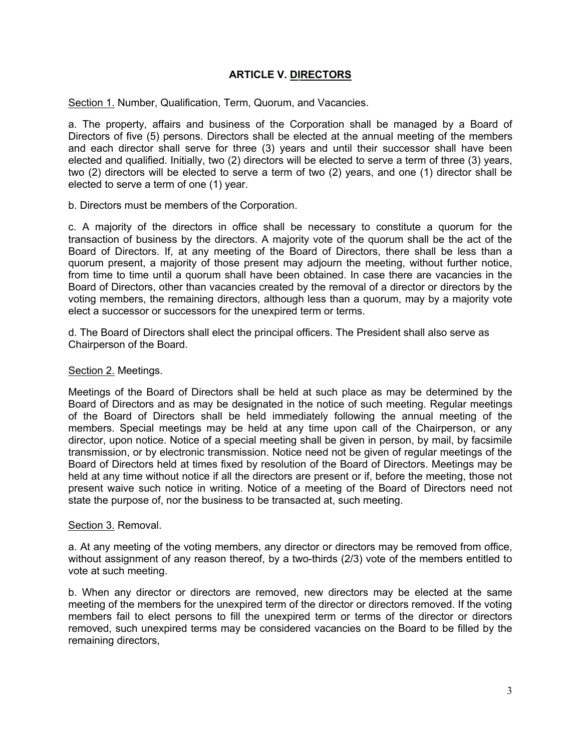## ARTICLE V. <u>DIRECTORS</u>

<u>Section 1.</u> Number, Qualification, Term, Quorum, and Vacancies.

a. The property, affairs and business of the Corporation shall be managed by a Board of Directors of five (5) persons. Directors shall be elected at the annual meeting of the members and each director shall serve for three (3) years and until their successor shall have been elected and qualified. Initially, two (2) directors will be elected to serve a term of three (3) years, two (2) directors will be elected to serve a term of two (2) years, and one (1) director shall be elected to serve a term of one (1) year.

b. Directors must be members of the Corporation.

c. A majority of the directors in office shall be necessary to constitute a quorum for the transaction of business by the directors. A majority vote of the quorum shall be the act of the Board of Directors. If, at any meeting of the Board of Directors, there shall be less than a quorum present, a majority of those present may adjourn the meeting, without further notice, from time to time until a quorum shall have been obtained. In case there are vacancies in the Board of Directors, other than vacancies created by the removal of a director or directors by the voting members, the remaining directors, although less than a quorum, may by a majority vote elect a successor or successors for the unexpired term or terms.

d. The Board of Directors shall elect the principal officers. The President shall also serve as Chairperson of the Board.

<u>Section 2.</u> Meetings.

Meetings of the Board of Directors shall be held at such place as may be determined by the Board of Directors and as may be designated in the notice of such meeting. Regular meetings of the Board of Directors shall be held immediately following the annual meeting of the members. Special meetings may be held at any time upon call of the Chairperson, or any director, upon notice. Notice of a special meeting shall be given in person, by mail, by facsimile transmission, or by electronic transmission. Notice need not be given of regular meetings of the Board of Directors held at times fixed by resolution of the Board of Directors. Meetings may be held at any time without notice if all the directors are present or if, before the meeting, those not present waive such notice in writing. Notice of a meeting of the Board of Directors need not state the purpose of, nor the business to be transacted at, such meeting.

<u>Section 3.</u> Removal.

a. At any meeting of the voting members, any director or directors may be removed from office, without assignment of any reason thereof, by a two-thirds (2/3) vote of the members entitled to vote at such meeting.

b. When any director or directors are removed, new directors may be elected at the same meeting of the members for the unexpired term of the director or directors removed. If the voting members fail to elect persons to fill the unexpired term or terms of the director or directors removed, such unexpired terms may be considered vacancies on the Board to be filled by the remaining directors,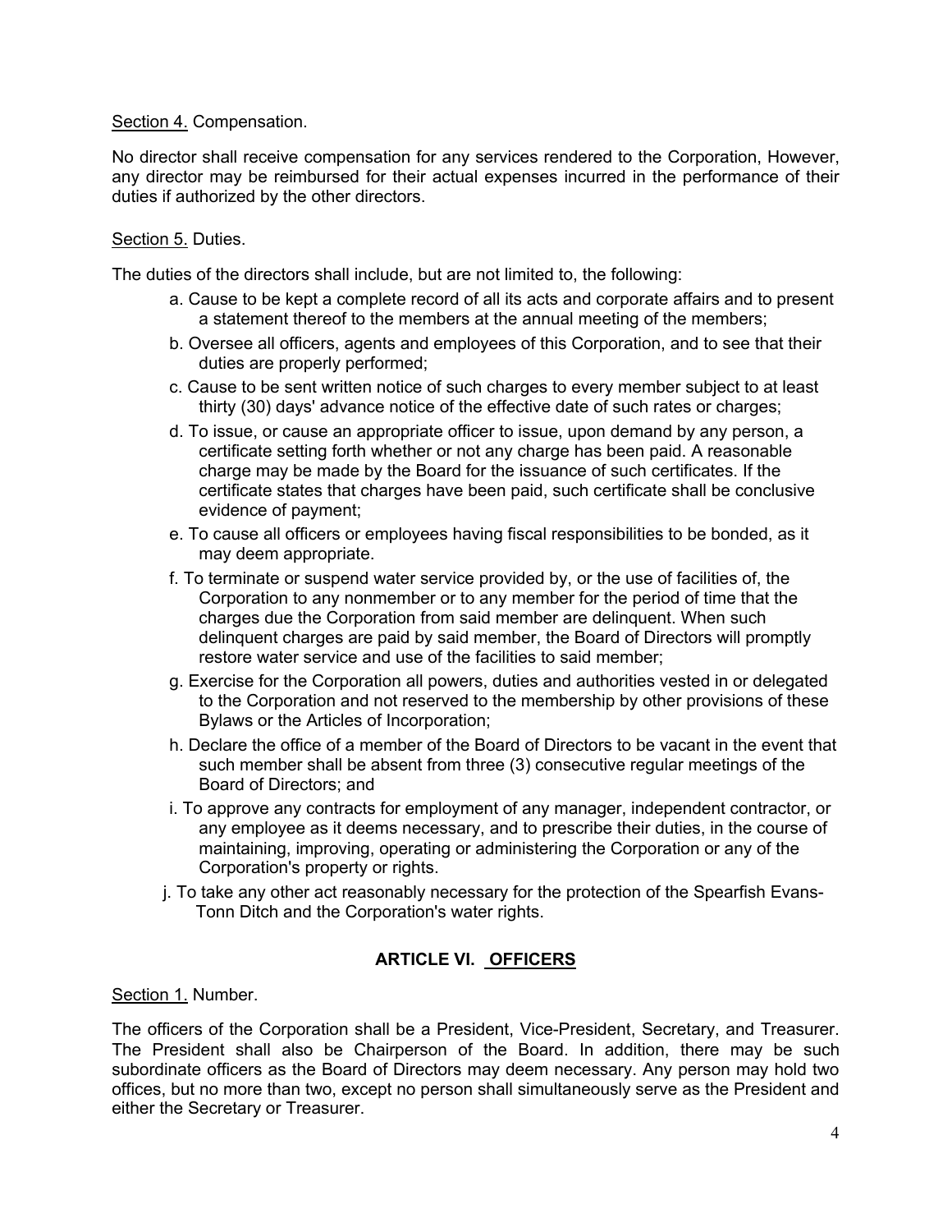Section 4. Compensation.

No director shall receive compensation for any services rendered to the Corporation, However, any director may be reimbursed for their actual expenses incurred in the performance of their duties if authorized by the other directors.

Section 5. Duties.

The duties of the directors shall include, but are not limited to, the following:

a. Cause to be kept a complete record of all its acts and corporate affairs and to present a statement thereof to the members at the annual meeting of the members;

b. Oversee all officers, agents and employees of this Corporation, and to see that their duties are properly performed;

c. Cause to be sent written notice of such charges to every member subject to at least thirty (30) days' advance notice of the effective date of such rates or charges;

d. To issue, or cause an appropriate officer to issue, upon demand by any person, a certificate setting forth whether or not any charge has been paid. A reasonable charge may be made by the Board for the issuance of such certificates. If the certificate states that charges have been paid, such certificate shall be conclusive evidence of payment;

e. To cause all officers or employees having fiscal responsibilities to be bonded, as it may deem appropriate.

f. To terminate or suspend water service provided by, or the use of facilities of, the Corporation to any nonmember or to any member for the period of time that the charges due the Corporation from said member are delinquent. When such delinquent charges are paid by said member, the Board of Directors will promptly restore water service and use of the facilities to said member;

g. Exercise for the Corporation all powers, duties and authorities vested in or delegated to the Corporation and not reserved to the membership by other provisions of these Bylaws or the Articles of Incorporation;

h. Declare the office of a member of the Board of Directors to be vacant in the event that such member shall be absent from three (3) consecutive regular meetings of the Board of Directors; and

i. To approve any contracts for employment of any manager, independent contractor, or any employee as it deems necessary, and to prescribe their duties, in the course of maintaining, improving, operating or administering the Corporation or any of the Corporation's property or rights.

j. To take any other act reasonably necessary for the protection of the Spearfish Evans-Tonn Ditch and the Corporation's water rights.

## ARTICLE VI. OFFICERS

Section 1. Number.

The officers of the Corporation shall be a President, Vice-President, Secretary, and Treasurer. The President shall also be Chairperson of the Board. In addition, there may be such subordinate officers as the Board of Directors may deem necessary. Any person may hold two offices, but no more than two, except no person shall simultaneously serve as the President and either the Secretary or Treasurer.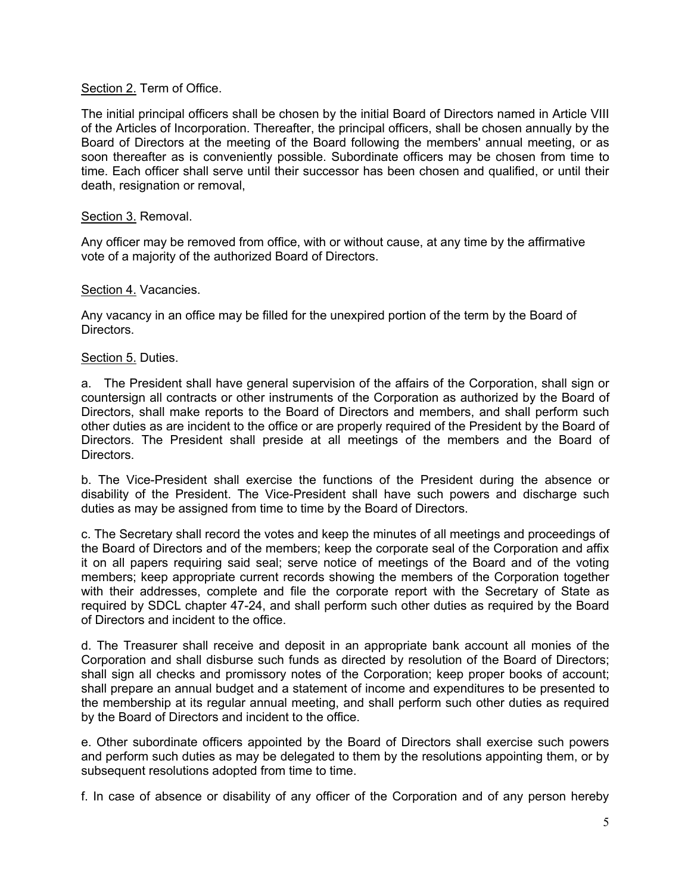<u>Section 2.</u> Term of Office.

The initial principal officers shall be chosen by the initial Board of Directors named in Article VIII of the Articles of Incorporation. Thereafter, the principal officers, shall be chosen annually by the Board of Directors at the meeting of the Board following the members' annual meeting, or as soon thereafter as is conveniently possible. Subordinate officers may be chosen from time to time. Each officer shall serve until their successor has been chosen and qualified, or until their death, resignation or removal,

<u>Section 3.</u> Removal.

Any officer may be removed from office, with or without cause, at any time by the affirmative vote of a majority of the authorized Board of Directors.

<u>Section 4.</u> Vacancies.

Any vacancy in an office may be filled for the unexpired portion of the term by the Board of Directors.

<u>Section 5.</u> Duties.

a. The President shall have general supervision of the affairs of the Corporation, shall sign or countersign all contracts or other instruments of the Corporation as authorized by the Board of Directors, shall make reports to the Board of Directors and members, and shall perform such other duties as are incident to the office or are properly required of the President by the Board of Directors. The President shall preside at all meetings of the members and the Board of Directors.

b. The Vice-President shall exercise the functions of the President during the absence or disability of the President. The Vice-President shall have such powers and discharge such duties as may be assigned from time to time by the Board of Directors.

c. The Secretary shall record the votes and keep the minutes of all meetings and proceedings of the Board of Directors and of the members; keep the corporate seal of the Corporation and affix it on all papers requiring said seal; serve notice of meetings of the Board and of the voting members; keep appropriate current records showing the members of the Corporation together with their addresses, complete and file the corporate report with the Secretary of State as required by SDCL chapter 47-24, and shall perform such other duties as required by the Board of Directors and incident to the office.

d. The Treasurer shall receive and deposit in an appropriate bank account all monies of the Corporation and shall disburse such funds as directed by resolution of the Board of Directors; shall sign all checks and promissory notes of the Corporation; keep proper books of account; shall prepare an annual budget and a statement of income and expenditures to be presented to the membership at its regular annual meeting, and shall perform such other duties as required by the Board of Directors and incident to the office.

e. Other subordinate officers appointed by the Board of Directors shall exercise such powers and perform such duties as may be delegated to them by the resolutions appointing them, or by subsequent resolutions adopted from time to time.

f. In case of absence or disability of any officer of the Corporation and of any person hereby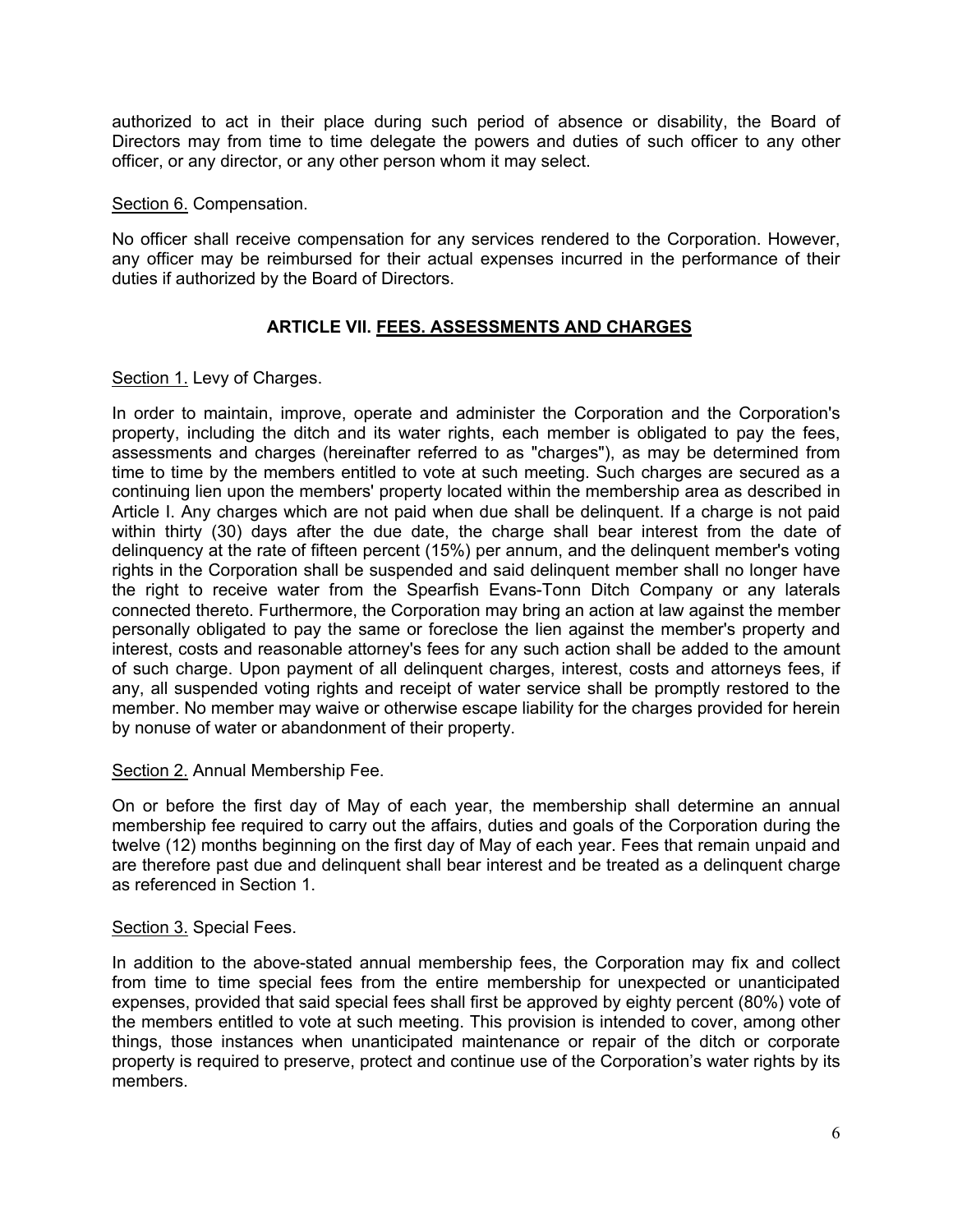authorized to act in their place during such period of absence or disability, the Board of Directors may from time to time delegate the powers and duties of such officer to any other officer, or any director, or any other person whom it may select.

Section 6. Compensation.

No officer shall receive compensation for any services rendered to the Corporation. However, any officer may be reimbursed for their actual expenses incurred in the performance of their duties if authorized by the Board of Directors.

## ARTICLE VII. FEES. ASSESSMENTS AND CHARGES

Section 1. Levy of Charges.

In order to maintain, improve, operate and administer the Corporation and the Corporation's property, including the ditch and its water rights, each member is obligated to pay the fees, assessments and charges (hereinafter referred to as "charges"), as may be determined from time to time by the members entitled to vote at such meeting. Such charges are secured as a continuing lien upon the members' property located within the membership area as described in Article I. Any charges which are not paid when due shall be delinquent. If a charge is not paid within thirty (30) days after the due date, the charge shall bear interest from the date of delinquency at the rate of fifteen percent (15%) per annum, and the delinquent member's voting rights in the Corporation shall be suspended and said delinquent member shall no longer have the right to receive water from the Spearfish Evans-Tonn Ditch Company or any laterals connected thereto. Furthermore, the Corporation may bring an action at law against the member personally obligated to pay the same or foreclose the lien against the member's property and interest, costs and reasonable attorney's fees for any such action shall be added to the amount of such charge. Upon payment of all delinquent charges, interest, costs and attorneys fees, if any, all suspended voting rights and receipt of water service shall be promptly restored to the member. No member may waive or otherwise escape liability for the charges provided for herein by nonuse of water or abandonment of their property.

Section 2. Annual Membership Fee.

On or before the first day of May of each year, the membership shall determine an annual membership fee required to carry out the affairs, duties and goals of the Corporation during the twelve (12) months beginning on the first day of May of each year. Fees that remain unpaid and are therefore past due and delinquent shall bear interest and be treated as a delinquent charge as referenced in Section 1.

Section 3. Special Fees.

In addition to the above-stated annual membership fees, the Corporation may fix and collect from time to time special fees from the entire membership for unexpected or unanticipated expenses, provided that said special fees shall first be approved by eighty percent (80%) vote of the members entitled to vote at such meeting. This provision is intended to cover, among other things, those instances when unanticipated maintenance or repair of the ditch or corporate property is required to preserve, protect and continue use of the Corporation's water rights by its members.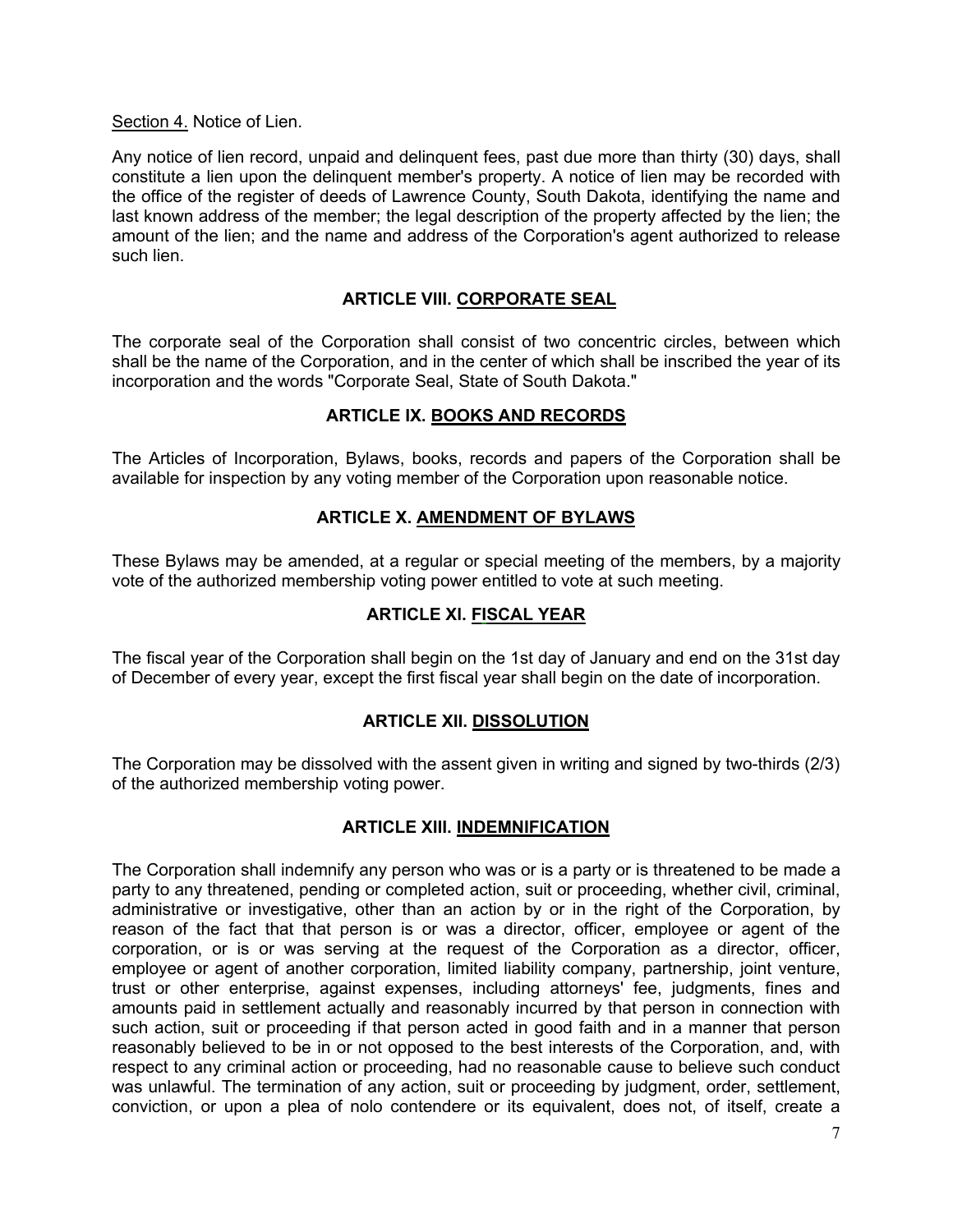Section 4. Notice of Lien.

Any notice of lien record, unpaid and delinquent fees, past due more than thirty (30) days, shall constitute a lien upon the delinquent member's property. A notice of lien may be recorded with the office of the register of deeds of Lawrence County, South Dakota, identifying the name and last known address of the member; the legal description of the property affected by the lien; the amount of the lien; and the name and address of the Corporation's agent authorized to release such lien.

## ARTICLE VIII. CORPORATE SEAL

The corporate seal of the Corporation shall consist of two concentric circles, between which shall be the name of the Corporation, and in the center of which shall be inscribed the year of its incorporation and the words "Corporate Seal, State of South Dakota."

## ARTICLE IX. BOOKS AND RECORDS

The Articles of Incorporation, Bylaws, books, records and papers of the Corporation shall be available for inspection by any voting member of the Corporation upon reasonable notice.

## ARTICLE X. AMENDMENT OF BYLAWS

These Bylaws may be amended, at a regular or special meeting of the members, by a majority vote of the authorized membership voting power entitled to vote at such meeting.

## ARTICLE XI. FISCAL YEAR

The fiscal year of the Corporation shall begin on the 1st day of January and end on the 31st day of December of every year, except the first fiscal year shall begin on the date of incorporation.

## ARTICLE XII. DISSOLUTION

The Corporation may be dissolved with the assent given in writing and signed by two-thirds (2/3) of the authorized membership voting power.

## ARTICLE XIII. INDEMNIFICATION

The Corporation shall indemnify any person who was or is a party or is threatened to be made a party to any threatened, pending or completed action, suit or proceeding, whether civil, criminal, administrative or investigative, other than an action by or in the right of the Corporation, by reason of the fact that that person is or was a director, officer, employee or agent of the corporation, or is or was serving at the request of the Corporation as a director, officer, employee or agent of another corporation, limited liability company, partnership, joint venture, trust or other enterprise, against expenses, including attorneys' fee, judgments, fines and amounts paid in settlement actually and reasonably incurred by that person in connection with such action, suit or proceeding if that person acted in good faith and in a manner that person reasonably believed to be in or not opposed to the best interests of the Corporation, and, with respect to any criminal action or proceeding, had no reasonable cause to believe such conduct was unlawful. The termination of any action, suit or proceeding by judgment, order, settlement, conviction, or upon a plea of nolo contendere or its equivalent, does not, of itself, create a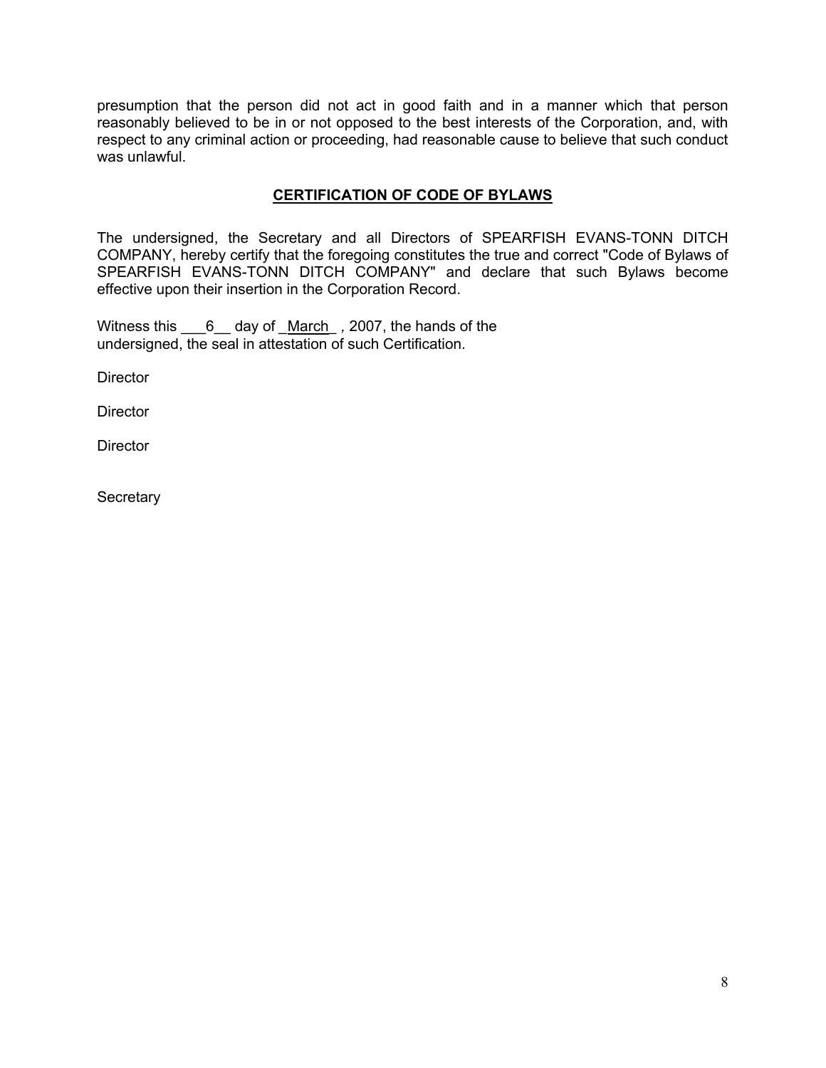presumption that the person did not act in good faith and in a manner which that person reasonably believed to be in or not opposed to the best interests of the Corporation, and, with respect to any criminal action or proceeding, had reasonable cause to believe that such conduct was unlawful.

## CERTIFICATION OF CODE OF BYLAWS

The undersigned, the Secretary and all Directors of SPEARFISH EVANS-TONN DITCH COMPANY, hereby certify that the foregoing constitutes the true and correct "Code of Bylaws of SPEARFISH EVANS-TONN DITCH COMPANY" and declare that such Bylaws become effective upon their insertion in the Corporation Record.

Witness this ___6__ day of _March_ , 2007, the hands of the undersigned, the seal in attestation of such Certification.

Director

Director

Director

Secretary